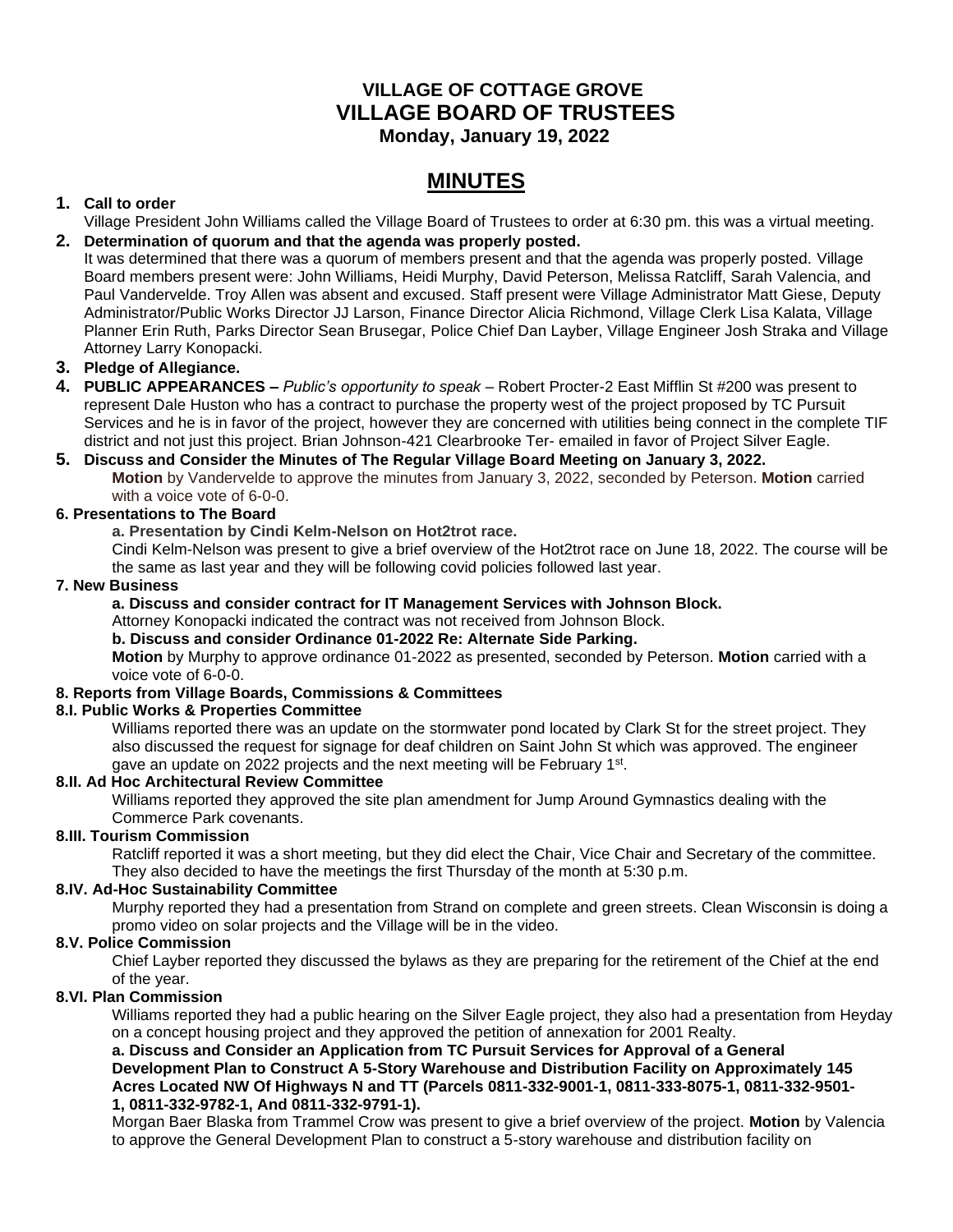# VILLAGE OF COTTAGE GROVE
## VILLAGE BOARD OF TRUSTEES
**Monday, January 19, 2022**

# MINUTES

1. **Call to order**
   Village President John Williams called the Village Board of Trustees to order at 6:30 pm. this was a virtual meeting.
2. **Determination of quorum and that the agenda was properly posted.**
   It was determined that there was a quorum of members present and that the agenda was properly posted. Village Board members present were: John Williams, Heidi Murphy, David Peterson, Melissa Ratcliff, Sarah Valencia, and Paul Vandervelde. Troy Allen was absent and excused. Staff present were Village Administrator Matt Giese, Deputy Administrator/Public Works Director JJ Larson, Finance Director Alicia Richmond, Village Clerk Lisa Kalata, Village Planner Erin Ruth, Parks Director Sean Brusegar, Police Chief Dan Layber, Village Engineer Josh Straka and Village Attorney Larry Konopacki.
3. **Pledge of Allegiance.**
4. **PUBLIC APPEARANCES –** *Public's opportunity to speak* – Robert Procter-2 East Mifflin St #200 was present to represent Dale Huston who has a contract to purchase the property west of the project proposed by TC Pursuit Services and he is in favor of the project, however they are concerned with utilities being connect in the complete TIF district and not just this project. Brian Johnson-421 Clearbrooke Ter- emailed in favor of Project Silver Eagle.
5. **Discuss and Consider the Minutes of The Regular Village Board Meeting on January 3, 2022.**
   **Motion** by Vandervelde to approve the minutes from January 3, 2022, seconded by Peterson. **Motion** carried with a voice vote of 6-0-0.

**6. Presentations to The Board**

**a. Presentation by Cindi Kelm-Nelson on Hot2trot race.**
Cindi Kelm-Nelson was present to give a brief overview of the Hot2trot race on June 18, 2022. The course will be the same as last year and they will be following covid policies followed last year.

**7. New Business**

**a. Discuss and consider contract for IT Management Services with Johnson Block.**
Attorney Konopacki indicated the contract was not received from Johnson Block.

**b. Discuss and consider Ordinance 01-2022 Re: Alternate Side Parking.**
**Motion** by Murphy to approve ordinance 01-2022 as presented, seconded by Peterson. **Motion** carried with a voice vote of 6-0-0.

**8. Reports from Village Boards, Commissions & Committees**

**8.I. Public Works & Properties Committee**
Williams reported there was an update on the stormwater pond located by Clark St for the street project. They also discussed the request for signage for deaf children on Saint John St which was approved. The engineer gave an update on 2022 projects and the next meeting will be February 1st.

**8.II. Ad Hoc Architectural Review Committee**
Williams reported they approved the site plan amendment for Jump Around Gymnastics dealing with the Commerce Park covenants.

**8.III. Tourism Commission**
Ratcliff reported it was a short meeting, but they did elect the Chair, Vice Chair and Secretary of the committee. They also decided to have the meetings the first Thursday of the month at 5:30 p.m.

**8.IV. Ad-Hoc Sustainability Committee**
Murphy reported they had a presentation from Strand on complete and green streets. Clean Wisconsin is doing a promo video on solar projects and the Village will be in the video.

**8.V. Police Commission**
Chief Layber reported they discussed the bylaws as they are preparing for the retirement of the Chief at the end of the year.

**8.VI. Plan Commission**
Williams reported they had a public hearing on the Silver Eagle project, they also had a presentation from Heyday on a concept housing project and they approved the petition of annexation for 2001 Realty.

**a. Discuss and Consider an Application from TC Pursuit Services for Approval of a General Development Plan to Construct A 5-Story Warehouse and Distribution Facility on Approximately 145 Acres Located NW Of Highways N and TT (Parcels 0811-332-9001-1, 0811-333-8075-1, 0811-332-9501-1, 0811-332-9782-1, And 0811-332-9791-1).**
Morgan Baer Blaska from Trammel Crow was present to give a brief overview of the project. **Motion** by Valencia to approve the General Development Plan to construct a 5-story warehouse and distribution facility on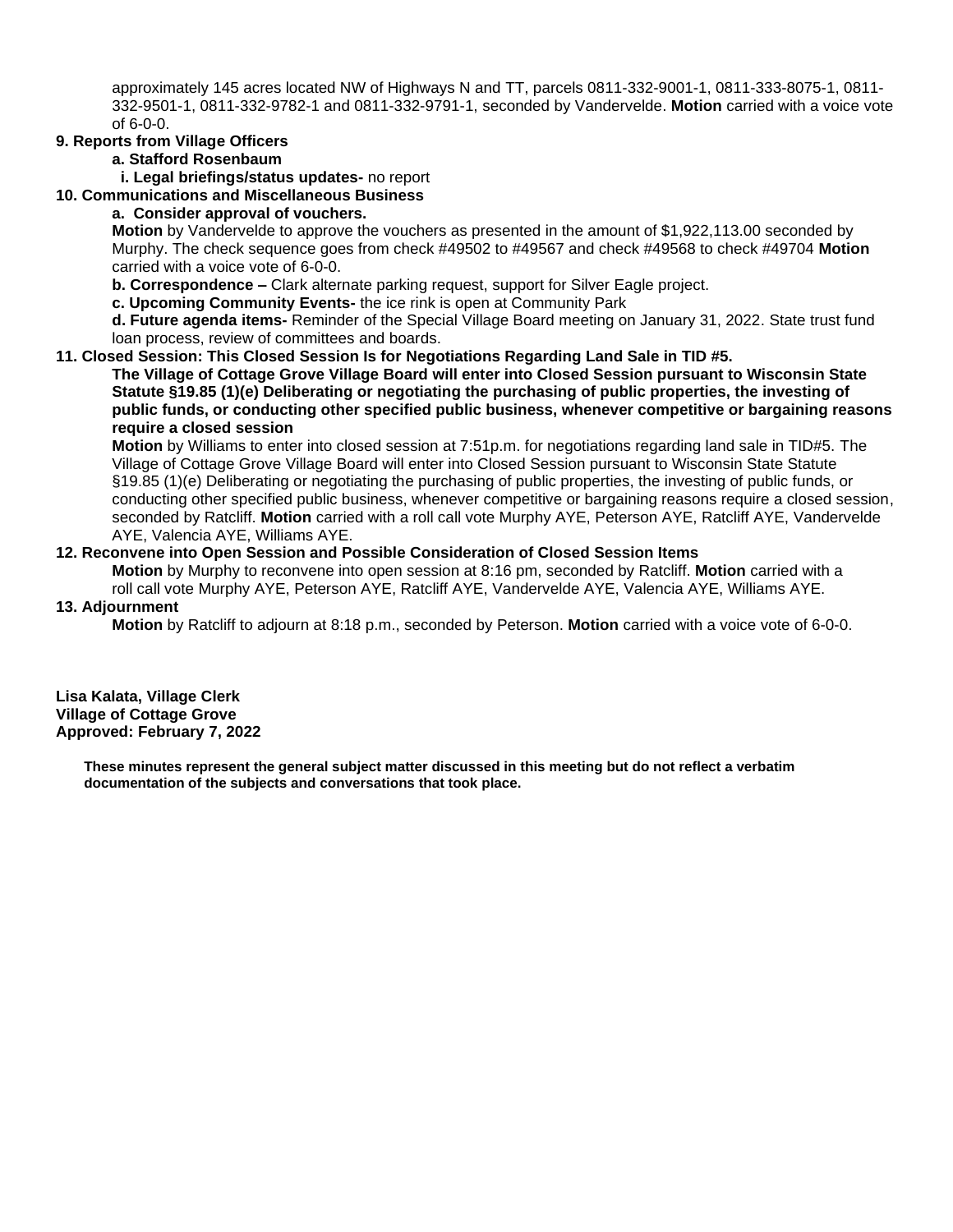approximately 145 acres located NW of Highways N and TT, parcels 0811-332-9001-1, 0811-333-8075-1, 0811-332-9501-1, 0811-332-9782-1 and 0811-332-9791-1, seconded by Vandervelde. **Motion** carried with a voice vote of 6-0-0.

**9. Reports from Village Officers**

**a. Stafford Rosenbaum**

**i. Legal briefings/status updates-** no report

**10. Communications and Miscellaneous Business**

**a. Consider approval of vouchers.**

**Motion** by Vandervelde to approve the vouchers as presented in the amount of $1,922,113.00 seconded by Murphy. The check sequence goes from check #49502 to #49567 and check #49568 to check #49704 **Motion** carried with a voice vote of 6-0-0.

**b. Correspondence –** Clark alternate parking request, support for Silver Eagle project.

**c. Upcoming Community Events-** the ice rink is open at Community Park

**d. Future agenda items-** Reminder of the Special Village Board meeting on January 31, 2022. State trust fund loan process, review of committees and boards.

**11. Closed Session: This Closed Session Is for Negotiations Regarding Land Sale in TID #5.**

**The Village of Cottage Grove Village Board will enter into Closed Session pursuant to Wisconsin State Statute §19.85 (1)(e) Deliberating or negotiating the purchasing of public properties, the investing of public funds, or conducting other specified public business, whenever competitive or bargaining reasons require a closed session**

**Motion** by Williams to enter into closed session at 7:51p.m. for negotiations regarding land sale in TID#5. The Village of Cottage Grove Village Board will enter into Closed Session pursuant to Wisconsin State Statute §19.85 (1)(e) Deliberating or negotiating the purchasing of public properties, the investing of public funds, or conducting other specified public business, whenever competitive or bargaining reasons require a closed session, seconded by Ratcliff. **Motion** carried with a roll call vote Murphy AYE, Peterson AYE, Ratcliff AYE, Vandervelde AYE, Valencia AYE, Williams AYE.

**12. Reconvene into Open Session and Possible Consideration of Closed Session Items**

**Motion** by Murphy to reconvene into open session at 8:16 pm, seconded by Ratcliff. **Motion** carried with a roll call vote Murphy AYE, Peterson AYE, Ratcliff AYE, Vandervelde AYE, Valencia AYE, Williams AYE.

**13. Adjournment**

**Motion** by Ratcliff to adjourn at 8:18 p.m., seconded by Peterson. **Motion** carried with a voice vote of 6-0-0.

**Lisa Kalata, Village Clerk**
**Village of Cottage Grove**
**Approved: February 7, 2022**

**These minutes represent the general subject matter discussed in this meeting but do not reflect a verbatim documentation of the subjects and conversations that took place.**